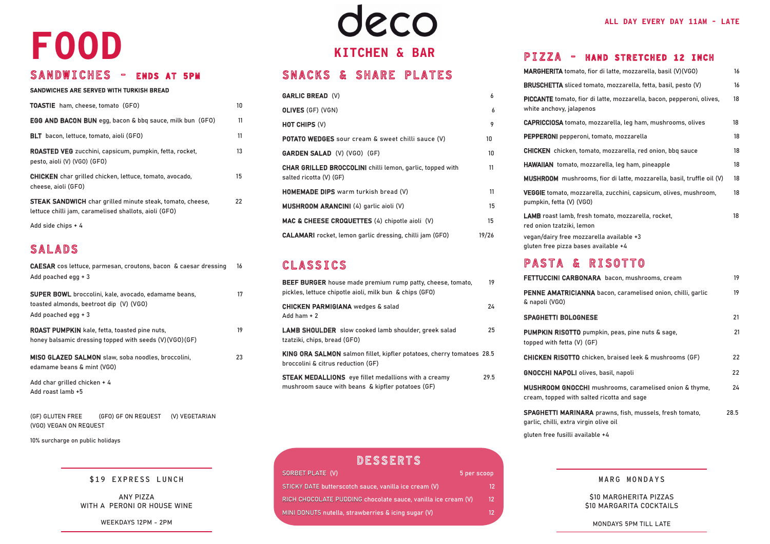# deco

## KITCHEN & BAR

ALL DAY EVERY DAY 11AM - LATE

# FOOD

## SANDWICHES - ENDS AT 5PM

**SANDWICHES ARE SERVED WITH TURKISH BREAD**

**TOASTIE** ham, cheese, tomato (GFO) — 10

**EGG AND BACON BUN** egg, bacon & bbq sauce, milk bun (GFO) — 11

**BLT** bacon, lettuce, tomato, aioli (GFO) — 11

**ROASTED VEG** zucchini, capsicum, pumpkin, fetta, rocket, pesto, aioli (V) (VGO) (GFO) — 13

**CHICKEN** char grilled chicken, lettuce, tomato, avocado, cheese, aioli (GFO) — 15

**STEAK SANDWICH** char grilled minute steak, tomato, cheese, lettuce chilli jam, caramelised shallots, aioli (GFO) — 22

Add side chips + 4

## SALADS

**CAESAR** cos lettuce, parmesan, croutons, bacon & caesar dressing — 16
Add poached egg + 3

**SUPER BOWL** broccolini, kale, avocado, edamame beans, toasted almonds, beetroot dip (V) (VGO) — 17
Add poached egg + 3

**ROAST PUMPKIN** kale, fetta, toasted pine nuts, honey balsamic dressing topped with seeds (V)(VGO)(GF) — 19

**MISO GLAZED SALMON** slaw, soba noodles, broccolini, edamame beans & mint (VGO) — 23

Add char grilled chicken + 4
Add roast lamb +5

(GF) GLUTEN FREE (GFO) GF ON REQUEST (V) VEGETARIAN (VGO) VEGAN ON REQUEST

10% surcharge on public holidays

### $19 EXPRESS LUNCH

ANY PIZZA
WITH A PERONI OR HOUSE WINE

WEEKDAYS 12PM - 2PM

## SNACKS & SHARE PLATES

**GARLIC BREAD** (V) — 6

**OLIVES** (GF) (VGN) — 6

**HOT CHIPS** (V) — 9

**POTATO WEDGES** sour cream & sweet chilli sauce (V) — 10

**GARDEN SALAD** (V) (VGO) (GF) — 10

**CHAR GRILLED BROCCOLINI** chilli lemon, garlic, topped with salted ricotta (V) (GF) — 11

**HOMEMADE DIPS** warm turkish bread (V) — 11

**MUSHROOM ARANCINI** (4) garlic aioli (V) — 15

**MAC & CHEESE CROQUETTES** (4) chipotle aioli (V) — 15

**CALAMARI** rocket, lemon garlic dressing, chilli jam (GFO) — 19/26

## CLASSICS

**BEEF BURGER** house made premium rump patty, cheese, tomato, pickles, lettuce chipotle aioli, milk bun & chips (GFO) — 19

**CHICKEN PARMIGIANA** wedges & salad — 24
Add ham + 2

**LAMB SHOULDER** slow cooked lamb shoulder, greek salad tzatziki, chips, bread (GFO) — 25

**KING ORA SALMON** salmon fillet, kipfler potatoes, cherry tomatoes broccolini & citrus reduction (GF) — 28.5

**STEAK MEDALLIONS** eye fillet medallions with a creamy mushroom sauce with beans & kipfler potatoes (GF) — 29.5

## DESSERTS

SORBET PLATE (V) — 5 per scoop

STICKY DATE butterscotch sauce, vanilla ice cream (V) — 12

RICH CHOCOLATE PUDDING chocolate sauce, vanilla ice cream (V) — 12

MINI DONUTS nutella, strawberries & icing sugar (V) — 12

## PIZZA - HAND STRETCHED 12 INCH

**MARGHERITA** tomato, fior di latte, mozzarella, basil (V)(VGO) — 16

**BRUSCHETTA** sliced tomato, mozzarella, fetta, basil, pesto (V) — 16

**PICCANTE** tomato, fior di latte, mozzarella, bacon, pepperoni, olives, white anchovy, jalapenos — 18

**CAPRICCIOSA** tomato, mozzarella, leg ham, mushrooms, olives — 18

**PEPPERONI** pepperoni, tomato, mozzarella — 18

**CHICKEN** chicken, tomato, mozzarella, red onion, bbq sauce — 18

**HAWAIIAN** tomato, mozzarella, leg ham, pineapple — 18

**MUSHROOM** mushrooms, fior di latte, mozzarella, basil, truffle oil (V) — 18

**VEGGIE** tomato, mozzarella, zucchini, capsicum, olives, mushroom, pumpkin, fetta (V) (VGO) — 18

**LAMB** roast lamb, fresh tomato, mozzarella, rocket, red onion tzatziki, lemon — 18

vegan/dairy free mozzarella available +3
gluten free pizza bases available +4

## PASTA & RISOTTO

**FETTUCCINI CARBONARA** bacon, mushrooms, cream — 19

**PENNE AMATRICIANNA** bacon, caramelised onion, chilli, garlic & napoli (VGO) — 19

**SPAGHETTI BOLOGNESE** — 21

**PUMPKIN RISOTTO** pumpkin, peas, pine nuts & sage, topped with fetta (V) (GF) — 21

**CHICKEN RISOTTO** chicken, braised leek & mushrooms (GF) — 22

**GNOCCHI NAPOLI** olives, basil, napoli — 22

**MUSHROOM GNOCCHI** mushrooms, caramelised onion & thyme, cream, topped with salted ricotta and sage — 24

**SPAGHETTI MARINARA** prawns, fish, mussels, fresh tomato, garlic, chilli, extra virgin olive oil — 28.5

gluten free fusilli available +4

### MARG MONDAYS

$10 MARGHERITA PIZZAS
$10 MARGARITA COCKTAILS

MONDAYS 5PM TILL LATE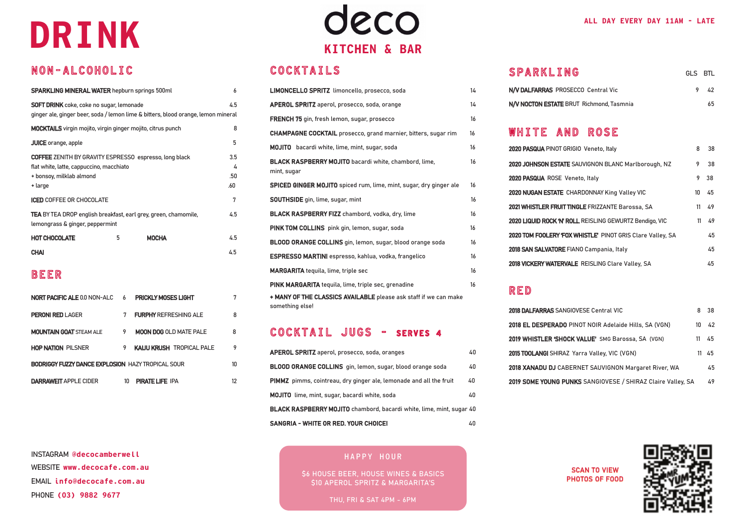# DRINK

# deco

## KITCHEN & BAR

ALL DAY EVERY DAY 11AM - LATE

## NON-ALCOHOLIC

| | |
|---|---|
| **SPARKLING MINERAL WATER** hepburn springs 500ml | 6 |
| **SOFT DRINK** coke, coke no sugar, lemonade | 4.5 |
| ginger ale, ginger beer, soda / lemon lime & bitters, blood orange, lemon mineral | |
| **MOCKTAILS** virgin mojito, virgin ginger mojito, citrus punch | 8 |
| **JUICE** orange, apple | 5 |
| **COFFEE** ZENITH BY GRAVITY ESPRESSO espresso, long black | 3.5 |
| flat white, latte, cappuccino, macchiato | 4 |
| + bonsoy, milklab almond | .50 |
| + large | .60 |
| **ICED** COFFEE OR CHOCOLATE | 7 |
| **TEA** BY TEA DROP english breakfast, earl grey, green, chamomile, lemongrass & ginger, peppermint | 4.5 |
| **HOT CHOCOLATE** | 5 |
| **MOCHA** | 4.5 |
| **CHAI** | 4.5 |

## BEER

| | |
|---|---|
| **NORT PACIFIC ALE** 0.0 NON-ALC | 6 |
| **PRICKLY MOSES LIGHT** | 7 |
| **PERONI RED** LAGER | 7 |
| **FURPHY** REFRESHING ALE | 8 |
| **MOUNTAIN GOAT** STEAM ALE | 9 |
| **MOON DOG** OLD MATE PALE | 8 |
| **HOP NATION** PILSNER | 9 |
| **KAIJU KRUSH** TROPICAL PALE | 9 |
| **BODRIGGY FUZZY DANCE EXPLOSION** HAZY TROPICAL SOUR | 10 |
| **DARRAWEIT** APPLE CIDER | 10 |
| **PIRATE LIFE** IPA | 12 |

## COCKTAILS

| | |
|---|---|
| **LIMONCELLO SPRITZ** limoncello, prosecco, soda | 14 |
| **APEROL SPRITZ** aperol, prosecco, soda, orange | 14 |
| **FRENCH 75** gin, fresh lemon, sugar, prosecco | 16 |
| **CHAMPAGNE COCKTAIL** prosecco, grand marnier, bitters, sugar rim | 16 |
| **MOJITO** bacardi white, lime, mint, sugar, soda | 16 |
| **BLACK RASPBERRY MOJITO** bacardi white, chambord, lime, mint, sugar | 16 |
| **SPICED GINGER MOJITO** spiced rum, lime, mint, sugar, dry ginger ale | 16 |
| **SOUTHSIDE** gin, lime, sugar, mint | 16 |
| **BLACK RASPBERRY FIZZ** chambord, vodka, dry, lime | 16 |
| **PINK TOM COLLINS** pink gin, lemon, sugar, soda | 16 |
| **BLOOD ORANGE COLLINS** gin, lemon, sugar, blood orange soda | 16 |
| **ESPRESSO MARTINI** espresso, kahlua, vodka, frangelico | 16 |
| **MARGARITA** tequila, lime, triple sec | 16 |
| **PINK MARGARITA** tequila, lime, triple sec, grenadine | 16 |

**+ MANY OF THE CLASSICS AVAILABLE** please ask staff if we can make something else!

## COCKTAIL JUGS - SERVES 4

| | |
|---|---|
| **APEROL SPRITZ** aperol, prosecco, soda, oranges | 40 |
| **BLOOD ORANGE COLLINS** gin, lemon, sugar, blood orange soda | 40 |
| **PIMMZ** pimms, cointreau, dry ginger ale, lemonade and all the fruit | 40 |
| **MOJITO** lime, mint, sugar, bacardi white, soda | 40 |
| **BLACK RASPBERRY MOJITO** chambord, bacardi white, lime, mint, sugar | 40 |
| **SANGRIA - WHITE OR RED. YOUR CHOICE!** | 40 |

## SPARKLING

| | GLS | BTL |
|---|---|---|
| **N/V DALFARRAS** PROSECCO Central Vic | 9 | 42 |
| **N/V NOCTON ESTATE** BRUT Richmond, Tasmnia | | 65 |

## WHITE AND ROSE

| | GLS | BTL |
|---|---|---|
| **2020 PASQUA** PINOT GRIGIO Veneto, Italy | 8 | 38 |
| **2020 JOHNSON ESTATE** SAUVIGNON BLANC Marlborough, NZ | 9 | 38 |
| **2020 PASQUA** ROSE Veneto, Italy | 9 | 38 |
| **2020 NUGAN ESTATE** CHARDONNAY King Valley VIC | 10 | 45 |
| **2021 WHISTLER FRUIT TINGLE** FRIZZANTE Barossa, SA | 11 | 49 |
| **2020 LIQUID ROCK 'N' ROLL** REISLING GEWURTZ Bendigo, VIC | 11 | 49 |
| **2020 TOM FOOLERY 'FOX WHISTLE'** PINOT GRIS Clare Valley, SA | | 45 |
| **2018 SAN SALVATORE** FIANO Campania, Italy | | 45 |
| **2018 VICKERY WATERVALE** REISLING Clare Valley, SA | | 45 |

## RED

| | GLS | BTL |
|---|---|---|
| **2018 DALFARRAS** SANGIOVESE Central VIC | 8 | 38 |
| **2018 EL DESPERADO** PINOT NOIR Adelaide Hills, SA (VGN) | 10 | 42 |
| **2019 WHISTLER 'SHOCK VALUE'** SMG Barossa, SA (VGN) | 11 | 45 |
| **2015 TOOLANGI** SHIRAZ Yarra Valley, VIC (VGN) | 11 | 45 |
| **2018 XANADU DJ** CABERNET SAUVIGNON Margaret River, WA | | 45 |
| **2019 SOME YOUNG PUNKS** SANGIOVESE / SHIRAZ Claire Valley, SA | | 49 |

INSTAGRAM **@decocamberwell**
WEBSITE **www.decocafe.com.au**
EMAIL **info@decocafe.com.au**
PHONE **(03) 9882 9677**

### HAPPY HOUR

$6 HOUSE BEER, HOUSE WINES & BASICS
$10 APEROL SPRITZ & MARGARITA'S

THU, FRI & SAT 4PM - 6PM

SCAN TO VIEW PHOTOS OF FOOD